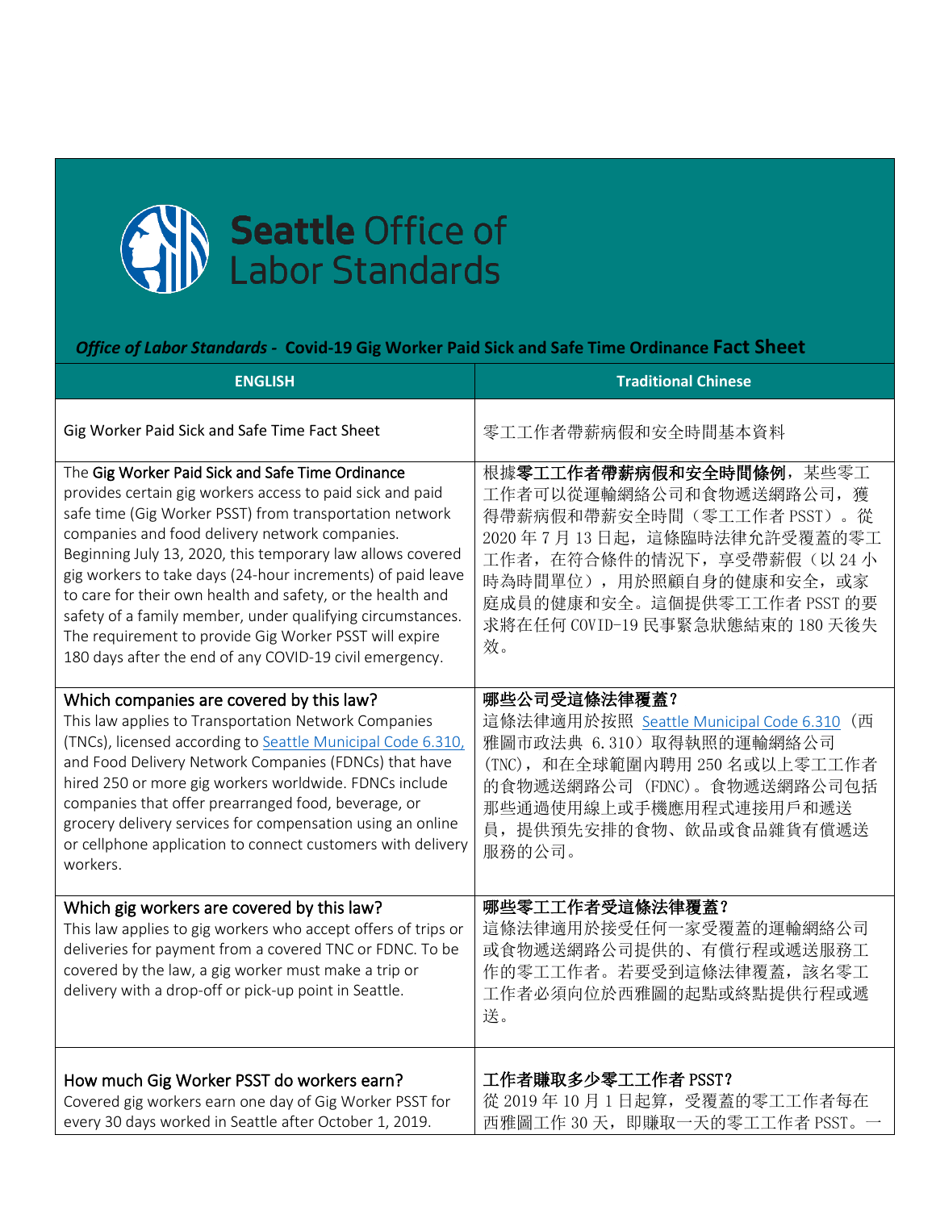# Seattle Office of Labor Standards

***Office of Labor Standards* - Covid-19 Gig Worker Paid Sick and Safe Time Ordinance Fact Sheet**

| ENGLISH | Traditional Chinese |
|---|---|
| Gig Worker Paid Sick and Safe Time Fact Sheet | 零工工作者帶薪病假和安全時間基本資料 |
| The **Gig Worker Paid Sick and Safe Time Ordinance** provides certain gig workers access to paid sick and paid safe time (Gig Worker PSST) from transportation network companies and food delivery network companies. Beginning July 13, 2020, this temporary law allows covered gig workers to take days (24-hour increments) of paid leave to care for their own health and safety, or the health and safety of a family member, under qualifying circumstances. The requirement to provide Gig Worker PSST will expire 180 days after the end of any COVID-19 civil emergency. | 根據**零工工作者帶薪病假和安全時間條例**，某些零工工作者可以從運輸網絡公司和食物遞送網路公司，獲得帶薪病假和帶薪安全時間（零工工作者 PSST）。從 2020 年 7 月 13 日起，這條臨時法律允許受覆蓋的零工工作者，在符合條件的情況下，享受帶薪假（以 24 小時為時間單位），用於照顧自身的健康和安全，或家庭成員的健康和安全。這個提供零工工作者 PSST 的要求將在任何 COVID-19 民事緊急狀態結束的 180 天後失效。 |
| **Which companies are covered by this law?**<br>This law applies to Transportation Network Companies (TNCs), licensed according to Seattle Municipal Code 6.310, and Food Delivery Network Companies (FDNCs) that have hired 250 or more gig workers worldwide. FDNCs include companies that offer prearranged food, beverage, or grocery delivery services for compensation using an online or cellphone application to connect customers with delivery workers. | **哪些公司受這條法律覆蓋？**<br>這條法律適用於按照 Seattle Municipal Code 6.310（西雅圖市政法典 6.310）取得執照的運輸網絡公司（TNC），和在全球範圍內聘用 250 名或以上零工工作者的食物遞送網路公司（FDNC）。食物遞送網路公司包括那些通過使用線上或手機應用程式連接用戶和遞送員，提供預先安排的食物、飲品或食品雜貨有償遞送服務的公司。 |
| **Which gig workers are covered by this law?**<br>This law applies to gig workers who accept offers of trips or deliveries for payment from a covered TNC or FDNC. To be covered by the law, a gig worker must make a trip or delivery with a drop-off or pick-up point in Seattle. | **哪些零工工作者受這條法律覆蓋？**<br>這條法律適用於接受任何一家受覆蓋的運輸網絡公司或食物遞送網路公司提供的、有償行程或遞送服務工作的零工工作者。若要受到這條法律覆蓋，該名零工工作者必須向位於西雅圖的起點或終點提供行程或遞送。 |
| **How much Gig Worker PSST do workers earn?**<br>Covered gig workers earn one day of Gig Worker PSST for every 30 days worked in Seattle after October 1, 2019. | **工作者賺取多少零工工作者 PSST？**<br>從 2019 年 10 月 1 日起算，受覆蓋的零工工作者每在西雅圖工作 30 天，即賺取一天的零工工作者 PSST。一 |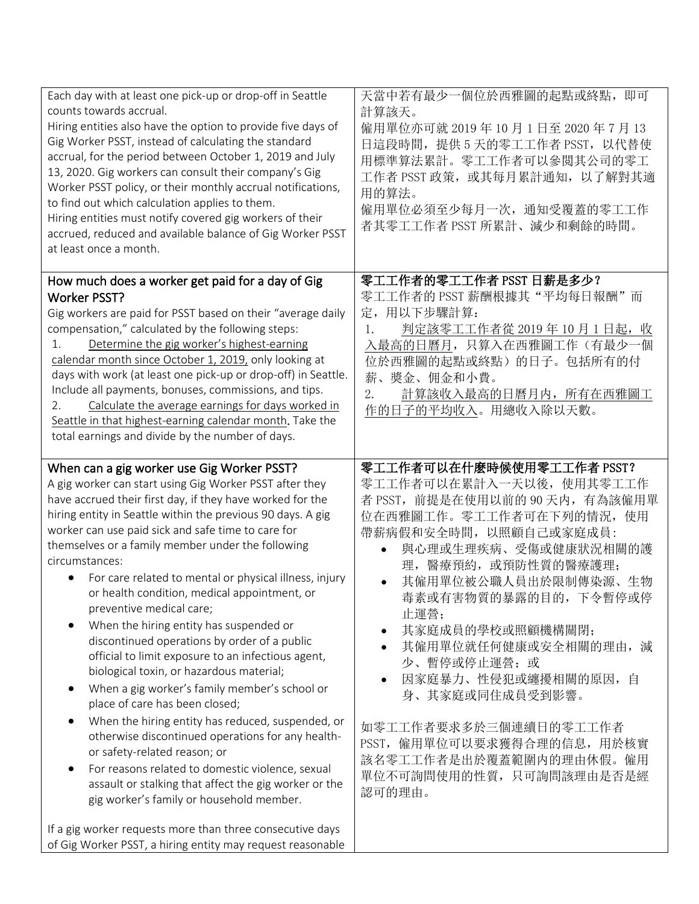| | |
|---|---|
| Each day with at least one pick-up or drop-off in Seattle counts towards accrual.<br>Hiring entities also have the option to provide five days of Gig Worker PSST, instead of calculating the standard accrual, for the period between October 1, 2019 and July 13, 2020. Gig workers can consult their company's Gig Worker PSST policy, or their monthly accrual notifications, to find out which calculation applies to them.<br>Hiring entities must notify covered gig workers of their accrued, reduced and available balance of Gig Worker PSST at least once a month. | 天當中若有最少一個位於西雅圖的起點或終點，即可計算該天。<br>僱用單位亦可就 2019 年 10 月 1 日至 2020 年 7 月 13 日這段時間，提供 5 天的零工工作者 PSST，以代替使用標準算法累計。零工工作者可以參閱其公司的零工工作者 PSST 政策，或其每月累計通知，以了解對其適用的算法。<br>僱用單位必須至少每月一次，通知受覆蓋的零工工作者其零工工作者 PSST 所累計、減少和剩餘的時間。 |
| **How much does a worker get paid for a day of Gig Worker PSST?**<br>Gig workers are paid for PSST based on their "average daily compensation," calculated by the following steps:<br>1. Determine the gig worker's highest-earning calendar month since October 1, 2019, only looking at days with work (at least one pick-up or drop-off) in Seattle. Include all payments, bonuses, commissions, and tips.<br>2. Calculate the average earnings for days worked in Seattle in that highest-earning calendar month. Take the total earnings and divide by the number of days. | **零工工作者的零工工作者 PSST 日薪是多少？**<br>零工工作者的 PSST 薪酬根據其"平均每日報酬"而定，用以下步驟計算：<br>1. 判定該零工工作者從 2019 年 10 月 1 日起，收入最高的日曆月，只算入在西雅圖工作（有最少一個位於西雅圖的起點或終點）的日子。包括所有的付薪、獎金、佣金和小費。<br>2. 計算該收入最高的日曆月內，所有在西雅圖工作的日子的平均收入。用總收入除以天數。 |
| **When can a gig worker use Gig Worker PSST?**<br>A gig worker can start using Gig Worker PSST after they have accrued their first day, if they have worked for the hiring entity in Seattle within the previous 90 days. A gig worker can use paid sick and safe time to care for themselves or a family member under the following circumstances:<br>• For care related to mental or physical illness, injury or health condition, medical appointment, or preventive medical care;<br>• When the hiring entity has suspended or discontinued operations by order of a public official to limit exposure to an infectious agent, biological toxin, or hazardous material;<br>• When a gig worker's family member's school or place of care has been closed;<br>• When the hiring entity has reduced, suspended, or otherwise discontinued operations for any health- or safety-related reason; or<br>• For reasons related to domestic violence, sexual assault or stalking that affect the gig worker or the gig worker's family or household member.<br><br>If a gig worker requests more than three consecutive days of Gig Worker PSST, a hiring entity may request reasonable | **零工工作者可以在什麼時候使用零工工作者 PSST？**<br>零工工作者可以在累計入一天以後，使用其零工工作者 PSST，前提是在使用以前的 90 天內，有為該僱用單位在西雅圖工作。零工工作者可在下列的情況，使用帶薪病假和安全時間，以照顧自己或家庭成員：<br>• 與心理或生理疾病、受傷或健康狀況相關的護理，醫療預約，或預防性質的醫療護理；<br>• 其僱用單位被公職人員出於限制傳染源、生物毒素或有害物質的暴露的目的，下令暫停或停止運營；<br>• 其家庭成員的學校或照顧機構關閉；<br>• 其僱用單位就任何健康或安全相關的理由，減少、暫停或停止運營；或<br>• 因家庭暴力、性侵犯或纏擾相關的原因，自身、其家庭或同住成員受到影響。<br><br>如零工工作者要求多於三個連續日的零工工作者 PSST，僱用單位可以要求獲得合理的信息，用於核實該名零工工作者是出於覆蓋範圍內的理由休假。僱用單位不可詢問使用的性質，只可詢問該理由是否是經認可的理由。 |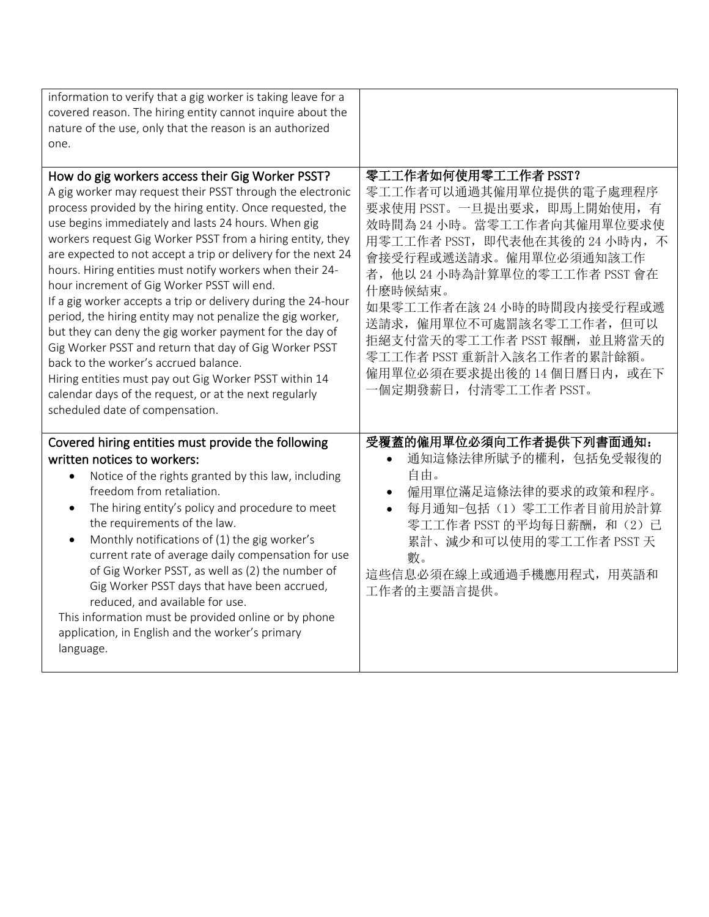| | |
|---|---|
| information to verify that a gig worker is taking leave for a covered reason. The hiring entity cannot inquire about the nature of the use, only that the reason is an authorized one. | |
| **How do gig workers access their Gig Worker PSST?**<br>A gig worker may request their PSST through the electronic process provided by the hiring entity. Once requested, the use begins immediately and lasts 24 hours. When gig workers request Gig Worker PSST from a hiring entity, they are expected to not accept a trip or delivery for the next 24 hours. Hiring entities must notify workers when their 24-hour increment of Gig Worker PSST will end.<br>If a gig worker accepts a trip or delivery during the 24-hour period, the hiring entity may not penalize the gig worker, but they can deny the gig worker payment for the day of Gig Worker PSST and return that day of Gig Worker PSST back to the worker's accrued balance.<br>Hiring entities must pay out Gig Worker PSST within 14 calendar days of the request, or at the next regularly scheduled date of compensation. | **零工工作者如何使用零工工作者 PSST?**<br>零工工作者可以通過其僱用單位提供的電子處理程序要求使用 PSST。一旦提出要求，即馬上開始使用，有效時間為 24 小時。當零工工作者向其僱用單位要求使用零工工作者 PSST，即代表他在其後的 24 小時內，不會接受行程或遞送請求。僱用單位必須通知該工作者，他以 24 小時為計算單位的零工工作者 PSST 會在什麼時候結束。<br>如果零工工作者在該 24 小時的時間段內接受行程或遞送請求，僱用單位不可處罰該名零工工作者，但可以拒絕支付當天的零工工作者 PSST 報酬，並且將當天的零工工作者 PSST 重新計入該名工作者的累計餘額。<br>僱用單位必須在要求提出後的 14 個日曆日內，或在下一個定期發薪日，付清零工工作者 PSST。 |
| **Covered hiring entities must provide the following written notices to workers:**<br>• Notice of the rights granted by this law, including freedom from retaliation.<br>• The hiring entity's policy and procedure to meet the requirements of the law.<br>• Monthly notifications of (1) the gig worker's current rate of average daily compensation for use of Gig Worker PSST, as well as (2) the number of Gig Worker PSST days that have been accrued, reduced, and available for use.<br>This information must be provided online or by phone application, in English and the worker's primary language. | **受覆蓋的僱用單位必須向工作者提供下列書面通知：**<br>• 通知這條法律所賦予的權利，包括免受報復的自由。<br>• 僱用單位滿足這條法律的要求的政策和程序。<br>• 每月通知-包括（1）零工工作者目前用於計算零工工作者 PSST 的平均每日薪酬，和（2）已累計、減少和可以使用的零工工作者 PSST 天數。<br>這些信息必須在線上或通過手機應用程式，用英語和工作者的主要語言提供。 |